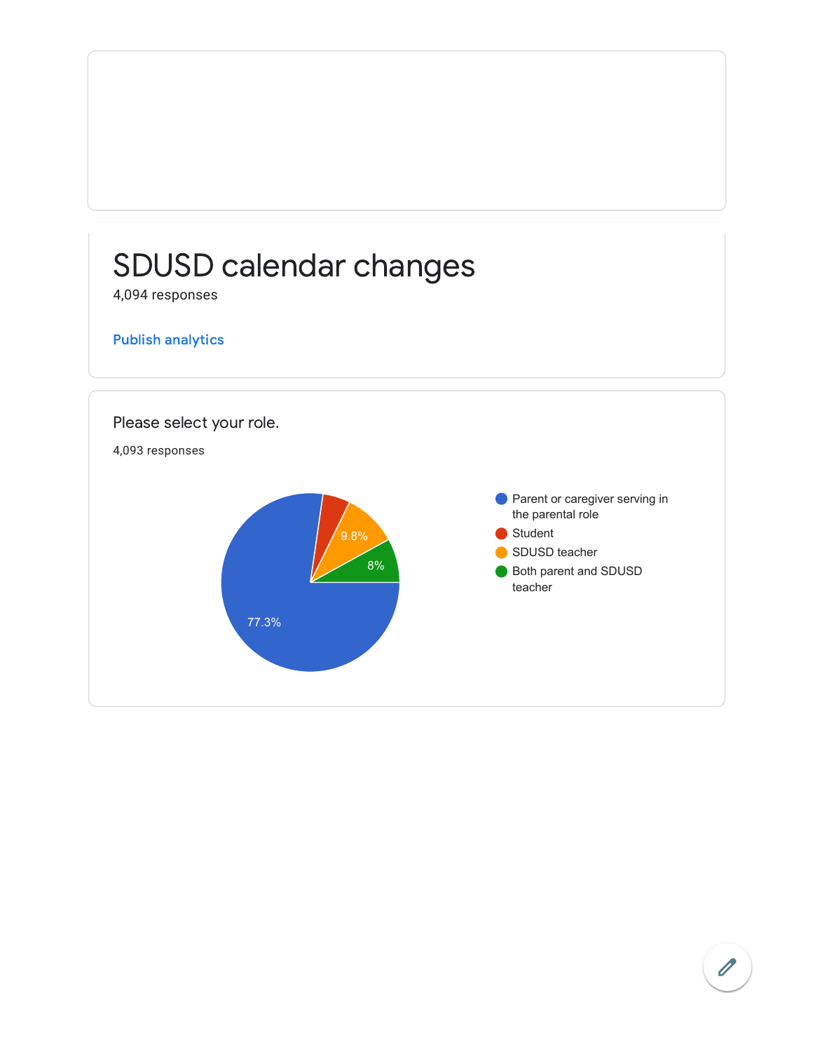# SDUSD calendar changes

4,094 responses

Publish analytics

## Please select your role.

4,093 responses

| Role | Percentage |
| --- | --- |
| Parent or caregiver serving in the parental role | 77.3% |
| Student | |
| SDUSD teacher | 9.8% |
| Both parent and SDUSD teacher | 8% |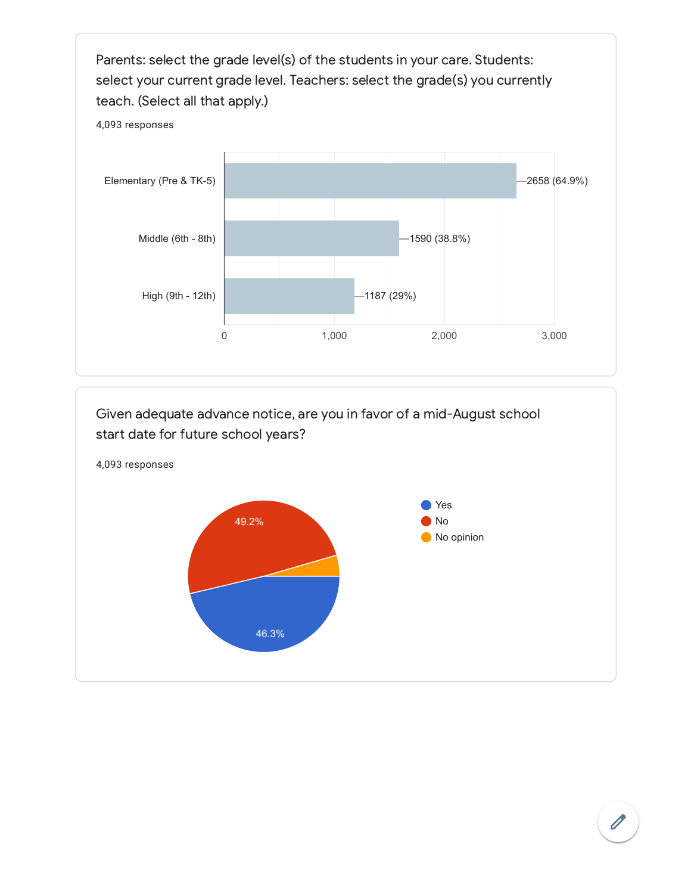Parents: select the grade level(s) of the students in your care. Students: select your current grade level. Teachers: select the grade(s) you currently teach. (Select all that apply.)

4,093 responses

| Grade level | Responses |
|---|---|
| Elementary (Pre & TK-5) | 2658 (64.9%) |
| Middle (6th - 8th) | 1590 (38.8%) |
| High (9th - 12th) | 1187 (29%) |

Given adequate advance notice, are you in favor of a mid-August school start date for future school years?

4,093 responses

| Response | Percentage |
|---|---|
| Yes | 46.3% |
| No | 49.2% |
| No opinion | |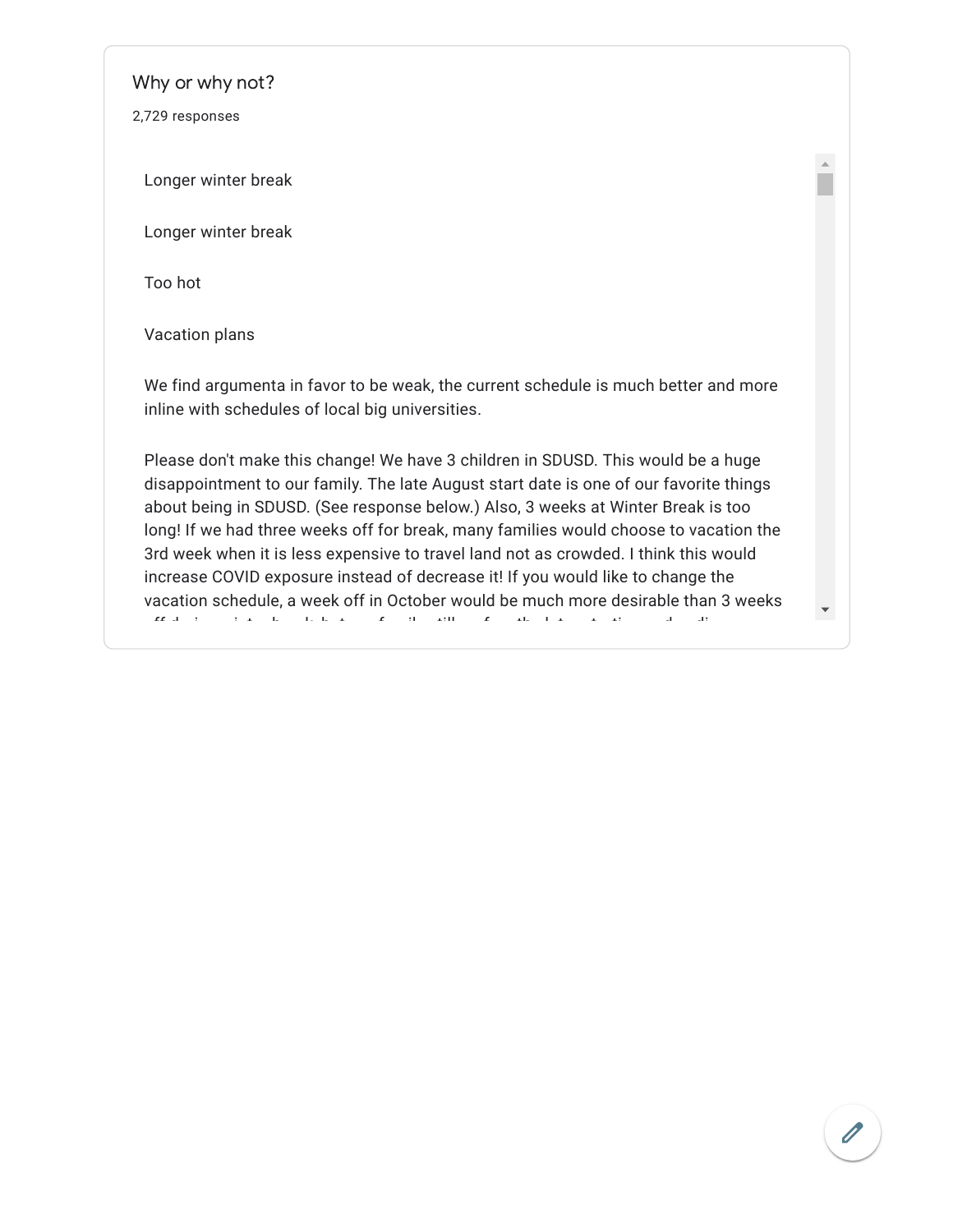## Why or why not?

2,729 responses

Longer winter break

Longer winter break

Too hot

Vacation plans

We find argumenta in favor to be weak, the current schedule is much better and more inline with schedules of local big universities.

Please don't make this change! We have 3 children in SDUSD. This would be a huge disappointment to our family. The late August start date is one of our favorite things about being in SDUSD. (See response below.) Also, 3 weeks at Winter Break is too long! If we had three weeks off for break, many families would choose to vacation the 3rd week when it is less expensive to travel land not as crowded. I think this would increase COVID exposure instead of decrease it! If you would like to change the vacation schedule, a week off in October would be much more desirable than 3 weeks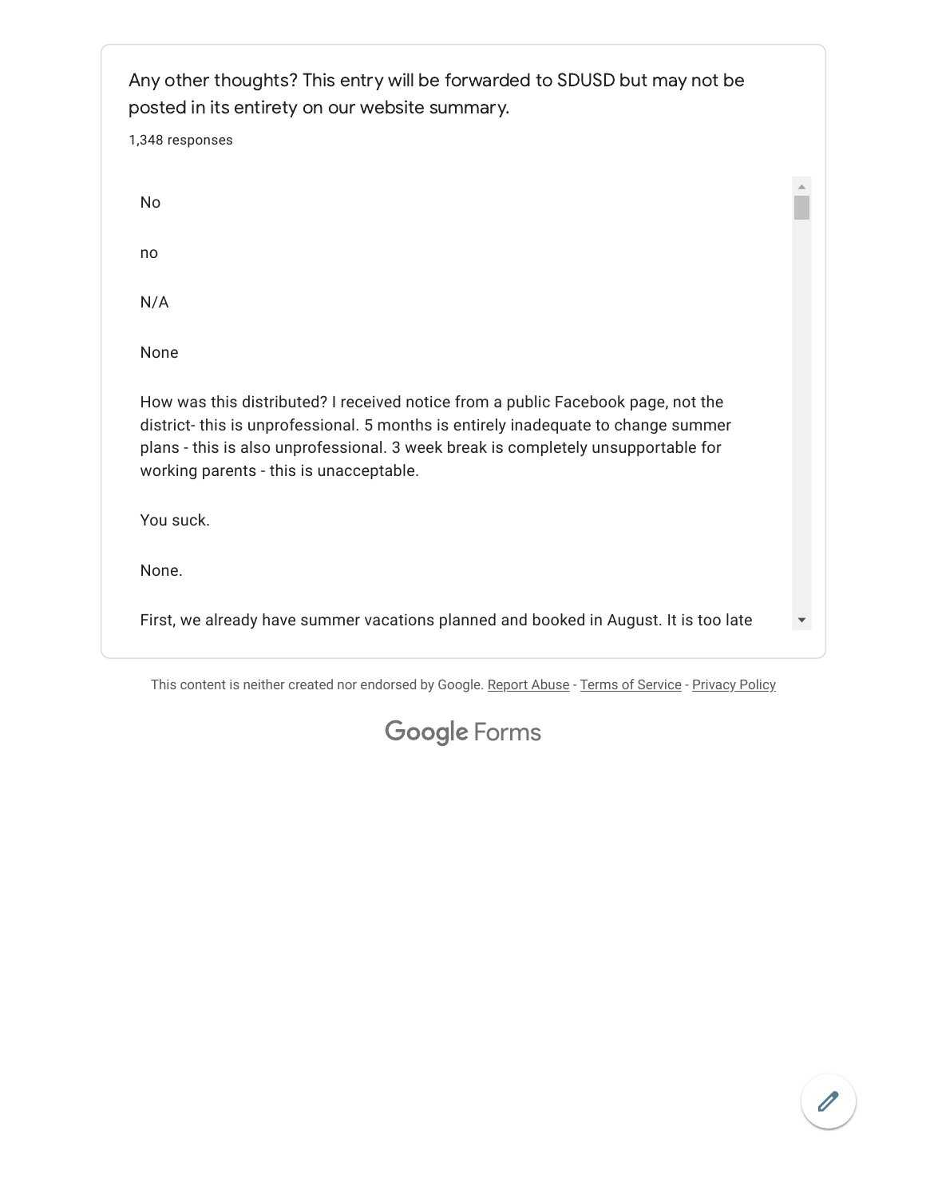Any other thoughts? This entry will be forwarded to SDUSD but may not be posted in its entirety on our website summary.

1,348 responses

No

no

N/A

None

How was this distributed? I received notice from a public Facebook page, not the district- this is unprofessional. 5 months is entirely inadequate to change summer plans - this is also unprofessional. 3 week break is completely unsupportable for working parents - this is unacceptable.

You suck.

None.

First, we already have summer vacations planned and booked in August. It is too late

This content is neither created nor endorsed by Google. Report Abuse - Terms of Service - Privacy Policy

Google Forms